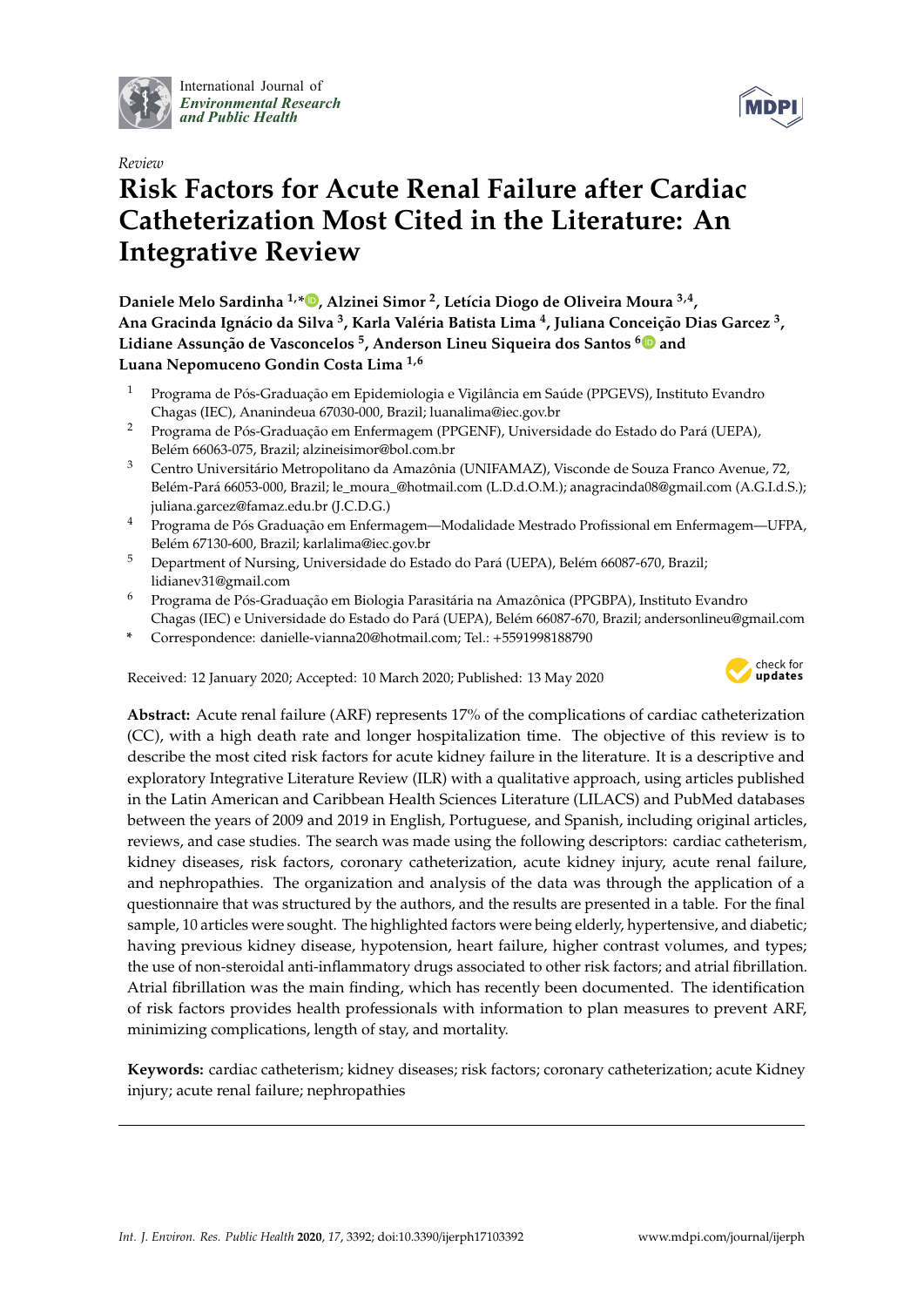International Journal of *Environmental Research and Public Health*

*Review*

# Risk Factors for Acute Renal Failure after Cardiac Catheterization Most Cited in the Literature: An Integrative Review

**Daniele Melo Sardinha [1,*], Alzinei Simor [2], Letícia Diogo de Oliveira Moura [3,4], Ana Gracinda Ignácio da Silva [3], Karla Valéria Batista Lima [4], Juliana Conceição Dias Garcez [3], Lidiane Assunção de Vasconcelos [5], Anderson Lineu Siqueira dos Santos [6] and Luana Nepomuceno Gondin Costa Lima [1,6]**

1. Programa de Pós-Graduação em Epidemiologia e Vigilância em Saúde (PPGEVS), Instituto Evandro Chagas (IEC), Ananindeua 67030-000, Brazil; luanalima@iec.gov.br
2. Programa de Pós-Graduação em Enfermagem (PPGENF), Universidade do Estado do Pará (UEPA), Belém 66063-075, Brazil; alzineisimor@bol.com.br
3. Centro Universitário Metropolitano da Amazônia (UNIFAMAZ), Visconde de Souza Franco Avenue, 72, Belém-Pará 66053-000, Brazil; le_moura_@hotmail.com (L.D.d.O.M.); anagracinda08@gmail.com (A.G.I.d.S.); juliana.garcez@famaz.edu.br (J.C.D.G.)
4. Programa de Pós Graduação em Enfermagem—Modalidade Mestrado Profissional em Enfermagem—UFPA, Belém 67130-600, Brazil; karlalima@iec.gov.br
5. Department of Nursing, Universidade do Estado do Pará (UEPA), Belém 66087-670, Brazil; lidianev31@gmail.com
6. Programa de Pós-Graduação em Biologia Parasitária na Amazônica (PPGBPA), Instituto Evandro Chagas (IEC) e Universidade do Estado do Pará (UEPA), Belém 66087-670, Brazil; andersonlineu@gmail.com

\* Correspondence: danielle-vianna20@hotmail.com; Tel.: +5591998188790

Received: 12 January 2020; Accepted: 10 March 2020; Published: 13 May 2020

**Abstract:** Acute renal failure (ARF) represents 17% of the complications of cardiac catheterization (CC), with a high death rate and longer hospitalization time. The objective of this review is to describe the most cited risk factors for acute kidney failure in the literature. It is a descriptive and exploratory Integrative Literature Review (ILR) with a qualitative approach, using articles published in the Latin American and Caribbean Health Sciences Literature (LILACS) and PubMed databases between the years of 2009 and 2019 in English, Portuguese, and Spanish, including original articles, reviews, and case studies. The search was made using the following descriptors: cardiac catheterism, kidney diseases, risk factors, coronary catheterization, acute kidney injury, acute renal failure, and nephropathies. The organization and analysis of the data was through the application of a questionnaire that was structured by the authors, and the results are presented in a table. For the final sample, 10 articles were sought. The highlighted factors were being elderly, hypertensive, and diabetic; having previous kidney disease, hypotension, heart failure, higher contrast volumes, and types; the use of non-steroidal anti-inflammatory drugs associated to other risk factors; and atrial fibrillation. Atrial fibrillation was the main finding, which has recently been documented. The identification of risk factors provides health professionals with information to plan measures to prevent ARF, minimizing complications, length of stay, and mortality.

**Keywords:** cardiac catheterism; kidney diseases; risk factors; coronary catheterization; acute Kidney injury; acute renal failure; nephropathies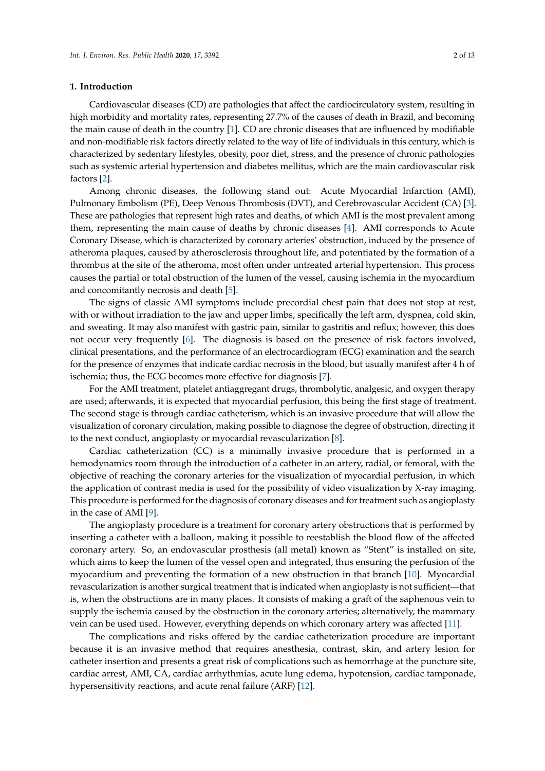## 1. Introduction

Cardiovascular diseases (CD) are pathologies that affect the cardiocirculatory system, resulting in high morbidity and mortality rates, representing 27.7% of the causes of death in Brazil, and becoming the main cause of death in the country [1]. CD are chronic diseases that are influenced by modifiable and non-modifiable risk factors directly related to the way of life of individuals in this century, which is characterized by sedentary lifestyles, obesity, poor diet, stress, and the presence of chronic pathologies such as systemic arterial hypertension and diabetes mellitus, which are the main cardiovascular risk factors [2].

Among chronic diseases, the following stand out: Acute Myocardial Infarction (AMI), Pulmonary Embolism (PE), Deep Venous Thrombosis (DVT), and Cerebrovascular Accident (CA) [3]. These are pathologies that represent high rates and deaths, of which AMI is the most prevalent among them, representing the main cause of deaths by chronic diseases [4]. AMI corresponds to Acute Coronary Disease, which is characterized by coronary arteries' obstruction, induced by the presence of atheroma plaques, caused by atherosclerosis throughout life, and potentiated by the formation of a thrombus at the site of the atheroma, most often under untreated arterial hypertension. This process causes the partial or total obstruction of the lumen of the vessel, causing ischemia in the myocardium and concomitantly necrosis and death [5].

The signs of classic AMI symptoms include precordial chest pain that does not stop at rest, with or without irradiation to the jaw and upper limbs, specifically the left arm, dyspnea, cold skin, and sweating. It may also manifest with gastric pain, similar to gastritis and reflux; however, this does not occur very frequently [6]. The diagnosis is based on the presence of risk factors involved, clinical presentations, and the performance of an electrocardiogram (ECG) examination and the search for the presence of enzymes that indicate cardiac necrosis in the blood, but usually manifest after 4 h of ischemia; thus, the ECG becomes more effective for diagnosis [7].

For the AMI treatment, platelet antiaggregant drugs, thrombolytic, analgesic, and oxygen therapy are used; afterwards, it is expected that myocardial perfusion, this being the first stage of treatment. The second stage is through cardiac catheterism, which is an invasive procedure that will allow the visualization of coronary circulation, making possible to diagnose the degree of obstruction, directing it to the next conduct, angioplasty or myocardial revascularization [8].

Cardiac catheterization (CC) is a minimally invasive procedure that is performed in a hemodynamics room through the introduction of a catheter in an artery, radial, or femoral, with the objective of reaching the coronary arteries for the visualization of myocardial perfusion, in which the application of contrast media is used for the possibility of video visualization by X-ray imaging. This procedure is performed for the diagnosis of coronary diseases and for treatment such as angioplasty in the case of AMI [9].

The angioplasty procedure is a treatment for coronary artery obstructions that is performed by inserting a catheter with a balloon, making it possible to reestablish the blood flow of the affected coronary artery. So, an endovascular prosthesis (all metal) known as "Stent" is installed on site, which aims to keep the lumen of the vessel open and integrated, thus ensuring the perfusion of the myocardium and preventing the formation of a new obstruction in that branch [10]. Myocardial revascularization is another surgical treatment that is indicated when angioplasty is not sufficient—that is, when the obstructions are in many places. It consists of making a graft of the saphenous vein to supply the ischemia caused by the obstruction in the coronary arteries; alternatively, the mammary vein can be used used. However, everything depends on which coronary artery was affected [11].

The complications and risks offered by the cardiac catheterization procedure are important because it is an invasive method that requires anesthesia, contrast, skin, and artery lesion for catheter insertion and presents a great risk of complications such as hemorrhage at the puncture site, cardiac arrest, AMI, CA, cardiac arrhythmias, acute lung edema, hypotension, cardiac tamponade, hypersensitivity reactions, and acute renal failure (ARF) [12].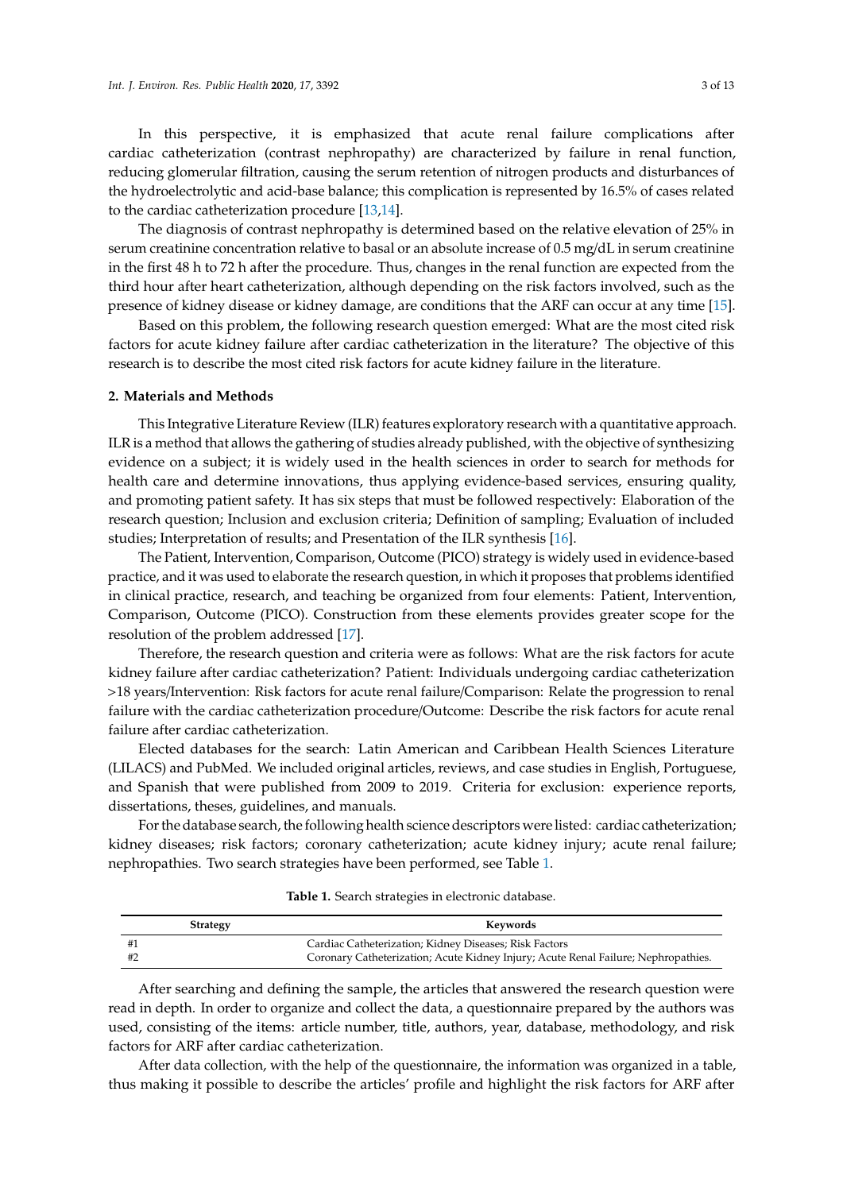In this perspective, it is emphasized that acute renal failure complications after cardiac catheterization (contrast nephropathy) are characterized by failure in renal function, reducing glomerular filtration, causing the serum retention of nitrogen products and disturbances of the hydroelectrolytic and acid-base balance; this complication is represented by 16.5% of cases related to the cardiac catheterization procedure [13,14].

The diagnosis of contrast nephropathy is determined based on the relative elevation of 25% in serum creatinine concentration relative to basal or an absolute increase of 0.5 mg/dL in serum creatinine in the first 48 h to 72 h after the procedure. Thus, changes in the renal function are expected from the third hour after heart catheterization, although depending on the risk factors involved, such as the presence of kidney disease or kidney damage, are conditions that the ARF can occur at any time [15].

Based on this problem, the following research question emerged: What are the most cited risk factors for acute kidney failure after cardiac catheterization in the literature? The objective of this research is to describe the most cited risk factors for acute kidney failure in the literature.

## 2. Materials and Methods

This Integrative Literature Review (ILR) features exploratory research with a quantitative approach. ILR is a method that allows the gathering of studies already published, with the objective of synthesizing evidence on a subject; it is widely used in the health sciences in order to search for methods for health care and determine innovations, thus applying evidence-based services, ensuring quality, and promoting patient safety. It has six steps that must be followed respectively: Elaboration of the research question; Inclusion and exclusion criteria; Definition of sampling; Evaluation of included studies; Interpretation of results; and Presentation of the ILR synthesis [16].

The Patient, Intervention, Comparison, Outcome (PICO) strategy is widely used in evidence-based practice, and it was used to elaborate the research question, in which it proposes that problems identified in clinical practice, research, and teaching be organized from four elements: Patient, Intervention, Comparison, Outcome (PICO). Construction from these elements provides greater scope for the resolution of the problem addressed [17].

Therefore, the research question and criteria were as follows: What are the risk factors for acute kidney failure after cardiac catheterization? Patient: Individuals undergoing cardiac catheterization >18 years/Intervention: Risk factors for acute renal failure/Comparison: Relate the progression to renal failure with the cardiac catheterization procedure/Outcome: Describe the risk factors for acute renal failure after cardiac catheterization.

Elected databases for the search: Latin American and Caribbean Health Sciences Literature (LILACS) and PubMed. We included original articles, reviews, and case studies in English, Portuguese, and Spanish that were published from 2009 to 2019. Criteria for exclusion: experience reports, dissertations, theses, guidelines, and manuals.

For the database search, the following health science descriptors were listed: cardiac catheterization; kidney diseases; risk factors; coronary catheterization; acute kidney injury; acute renal failure; nephropathies. Two search strategies have been performed, see Table 1.

**Table 1.** Search strategies in electronic database.

| Strategy | Keywords |
| --- | --- |
| #1 | Cardiac Catheterization; Kidney Diseases; Risk Factors |
| #2 | Coronary Catheterization; Acute Kidney Injury; Acute Renal Failure; Nephropathies. |

After searching and defining the sample, the articles that answered the research question were read in depth. In order to organize and collect the data, a questionnaire prepared by the authors was used, consisting of the items: article number, title, authors, year, database, methodology, and risk factors for ARF after cardiac catheterization.

After data collection, with the help of the questionnaire, the information was organized in a table, thus making it possible to describe the articles' profile and highlight the risk factors for ARF after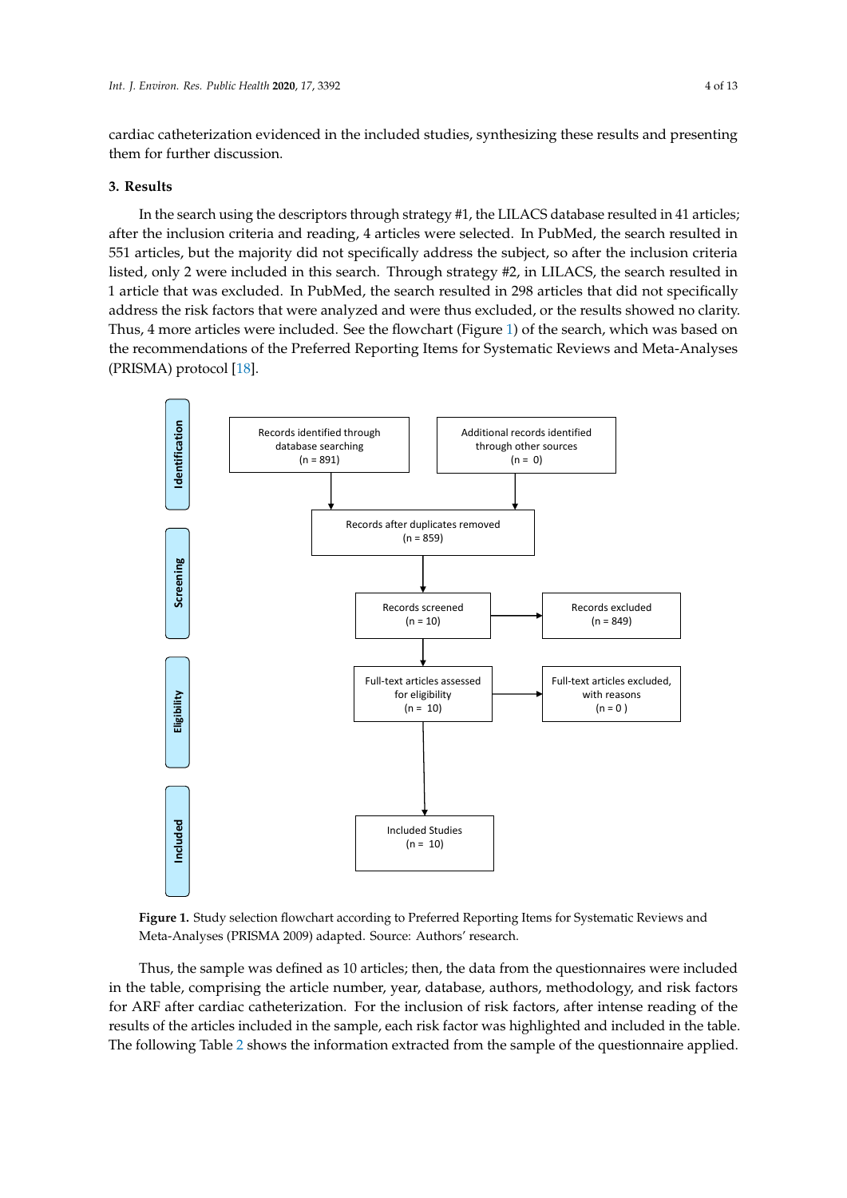cardiac catheterization evidenced in the included studies, synthesizing these results and presenting them for further discussion.

## 3. Results

In the search using the descriptors through strategy #1, the LILACS database resulted in 41 articles; after the inclusion criteria and reading, 4 articles were selected. In PubMed, the search resulted in 551 articles, but the majority did not specifically address the subject, so after the inclusion criteria listed, only 2 were included in this search. Through strategy #2, in LILACS, the search resulted in 1 article that was excluded. In PubMed, the search resulted in 298 articles that did not specifically address the risk factors that were analyzed and were thus excluded, or the results showed no clarity. Thus, 4 more articles were included. See the flowchart (Figure 1) of the search, which was based on the recommendations of the Preferred Reporting Items for Systematic Reviews and Meta-Analyses (PRISMA) protocol [18].

**Identification**

- Records identified through database searching (n = 891)
- Additional records identified through other sources (n = 0)

→ Records after duplicates removed (n = 859)

**Screening**

- Records screened (n = 10) → Records excluded (n = 849)

**Eligibility**

- Full-text articles assessed for eligibility (n = 10) → Full-text articles excluded, with reasons (n = 0)

**Included**

- Included Studies (n = 10)

**Figure 1.** Study selection flowchart according to Preferred Reporting Items for Systematic Reviews and Meta-Analyses (PRISMA 2009) adapted. Source: Authors' research.

Thus, the sample was defined as 10 articles; then, the data from the questionnaires were included in the table, comprising the article number, year, database, authors, methodology, and risk factors for ARF after cardiac catheterization. For the inclusion of risk factors, after intense reading of the results of the articles included in the sample, each risk factor was highlighted and included in the table. The following Table 2 shows the information extracted from the sample of the questionnaire applied.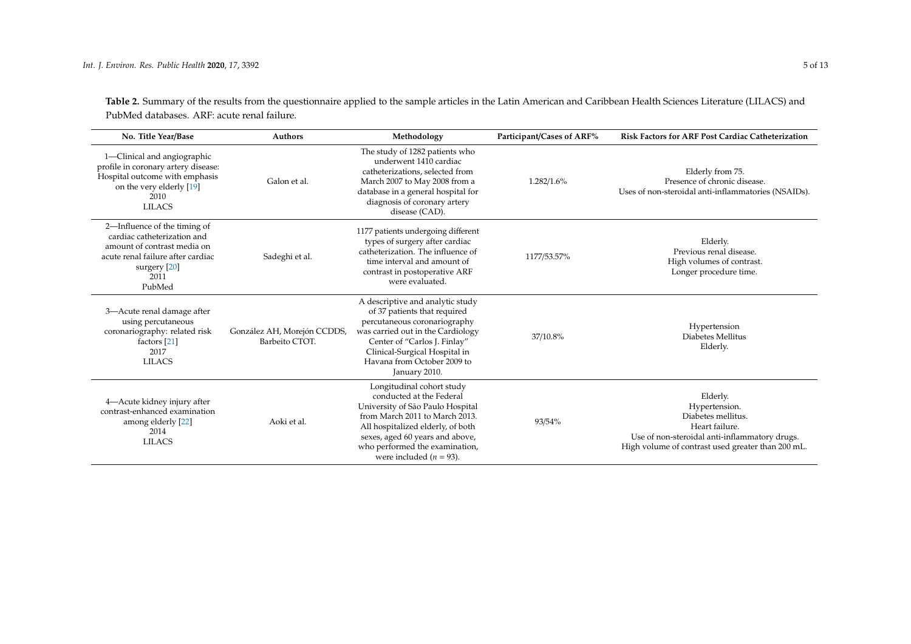**Table 2.** Summary of the results from the questionnaire applied to the sample articles in the Latin American and Caribbean Health Sciences Literature (LILACS) and PubMed databases. ARF: acute renal failure.

| No. Title Year/Base | Authors | Methodology | Participant/Cases of ARF% | Risk Factors for ARF Post Cardiac Catheterization |
|---|---|---|---|---|
| 1—Clinical and angiographic profile in coronary artery disease: Hospital outcome with emphasis on the very elderly [19] 2010 LILACS | Galon et al. | The study of 1282 patients who underwent 1410 cardiac catheterizations, selected from March 2007 to May 2008 from a database in a general hospital for diagnosis of coronary artery disease (CAD). | 1.282/1.6% | Elderly from 75. Presence of chronic disease. Uses of non-steroidal anti-inflammatories (NSAIDs). |
| 2—Influence of the timing of cardiac catheterization and amount of contrast media on acute renal failure after cardiac surgery [20] 2011 PubMed | Sadeghi et al. | 1177 patients undergoing different types of surgery after cardiac catheterization. The influence of time interval and amount of contrast in postoperative ARF were evaluated. | 1177/53.57% | Elderly. Previous renal disease. High volumes of contrast. Longer procedure time. |
| 3—Acute renal damage after using percutaneous coronariography: related risk factors [21] 2017 LILACS | González AH, Morejón CCDDS, Barbeito CTOT. | A descriptive and analytic study of 37 patients that required percutaneous coronariography was carried out in the Cardiology Center of "Carlos J. Finlay" Clinical-Surgical Hospital in Havana from October 2009 to January 2010. | 37/10.8% | Hypertension Diabetes Mellitus Elderly. |
| 4—Acute kidney injury after contrast-enhanced examination among elderly [22] 2014 LILACS | Aoki et al. | Longitudinal cohort study conducted at the Federal University of São Paulo Hospital from March 2011 to March 2013. All hospitalized elderly, of both sexes, aged 60 years and above, who performed the examination, were included ($n$ = 93). | 93/54% | Elderly. Hypertension. Diabetes mellitus. Heart failure. Use of non-steroidal anti-inflammatory drugs. High volume of contrast used greater than 200 mL. |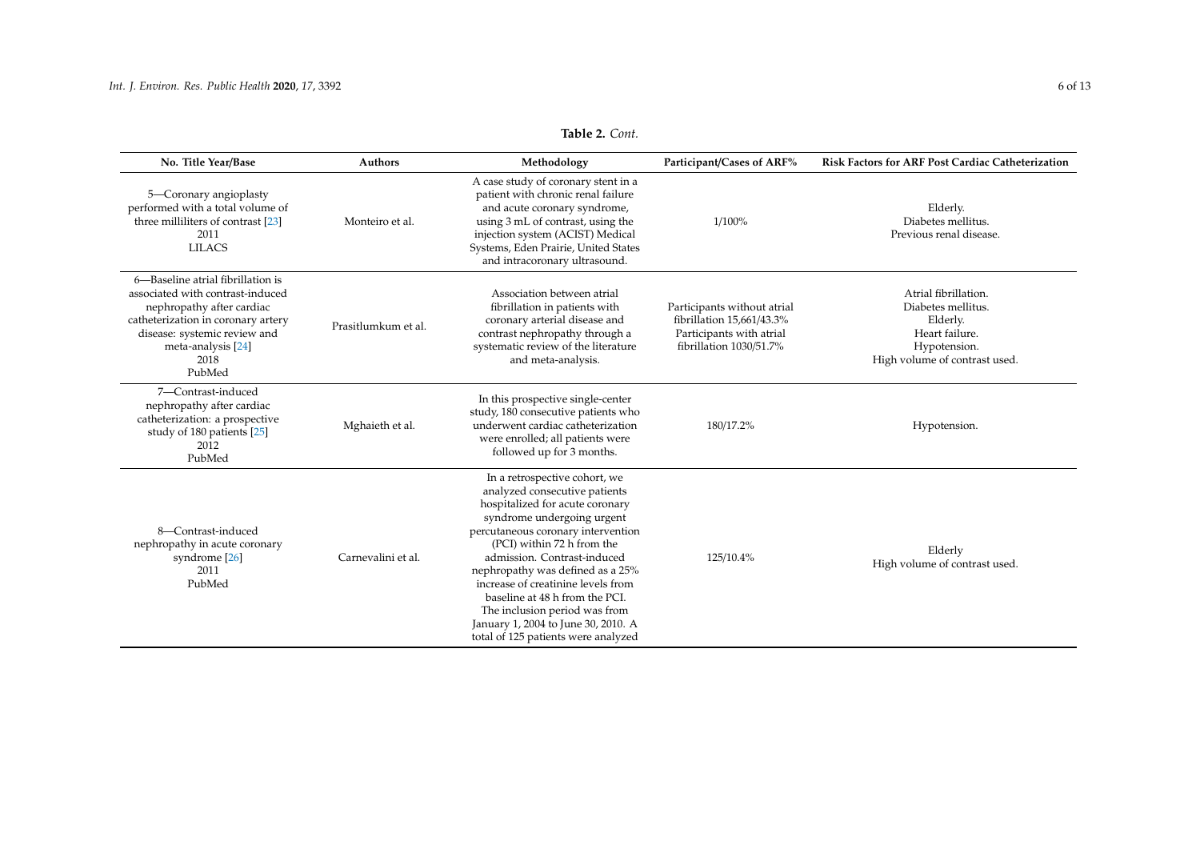**Table 2.** *Cont.*

| No. Title Year/Base | Authors | Methodology | Participant/Cases of ARF% | Risk Factors for ARF Post Cardiac Catheterization |
|---|---|---|---|---|
| 5—Coronary angioplasty performed with a total volume of three milliliters of contrast [23] 2011 LILACS | Monteiro et al. | A case study of coronary stent in a patient with chronic renal failure and acute coronary syndrome, using 3 mL of contrast, using the injection system (ACIST) Medical Systems, Eden Prairie, United States and intracoronary ultrasound. | 1/100% | Elderly. Diabetes mellitus. Previous renal disease. |
| 6—Baseline atrial fibrillation is associated with contrast-induced nephropathy after cardiac catheterization in coronary artery disease: systemic review and meta-analysis [24] 2018 PubMed | Prasitlumkum et al. | Association between atrial fibrillation in patients with coronary arterial disease and contrast nephropathy through a systematic review of the literature and meta-analysis. | Participants without atrial fibrillation 15,661/43.3% Participants with atrial fibrillation 1030/51.7% | Atrial fibrillation. Diabetes mellitus. Elderly. Heart failure. Hypotension. High volume of contrast used. |
| 7—Contrast-induced nephropathy after cardiac catheterization: a prospective study of 180 patients [25] 2012 PubMed | Mghaieth et al. | In this prospective single-center study, 180 consecutive patients who underwent cardiac catheterization were enrolled; all patients were followed up for 3 months. | 180/17.2% | Hypotension. |
| 8—Contrast-induced nephropathy in acute coronary syndrome [26] 2011 PubMed | Carnevalini et al. | In a retrospective cohort, we analyzed consecutive patients hospitalized for acute coronary syndrome undergoing urgent percutaneous coronary intervention (PCI) within 72 h from the admission. Contrast-induced nephropathy was defined as a 25% increase of creatinine levels from baseline at 48 h from the PCI. The inclusion period was from January 1, 2004 to June 30, 2010. A total of 125 patients were analyzed | 125/10.4% | Elderly High volume of contrast used. |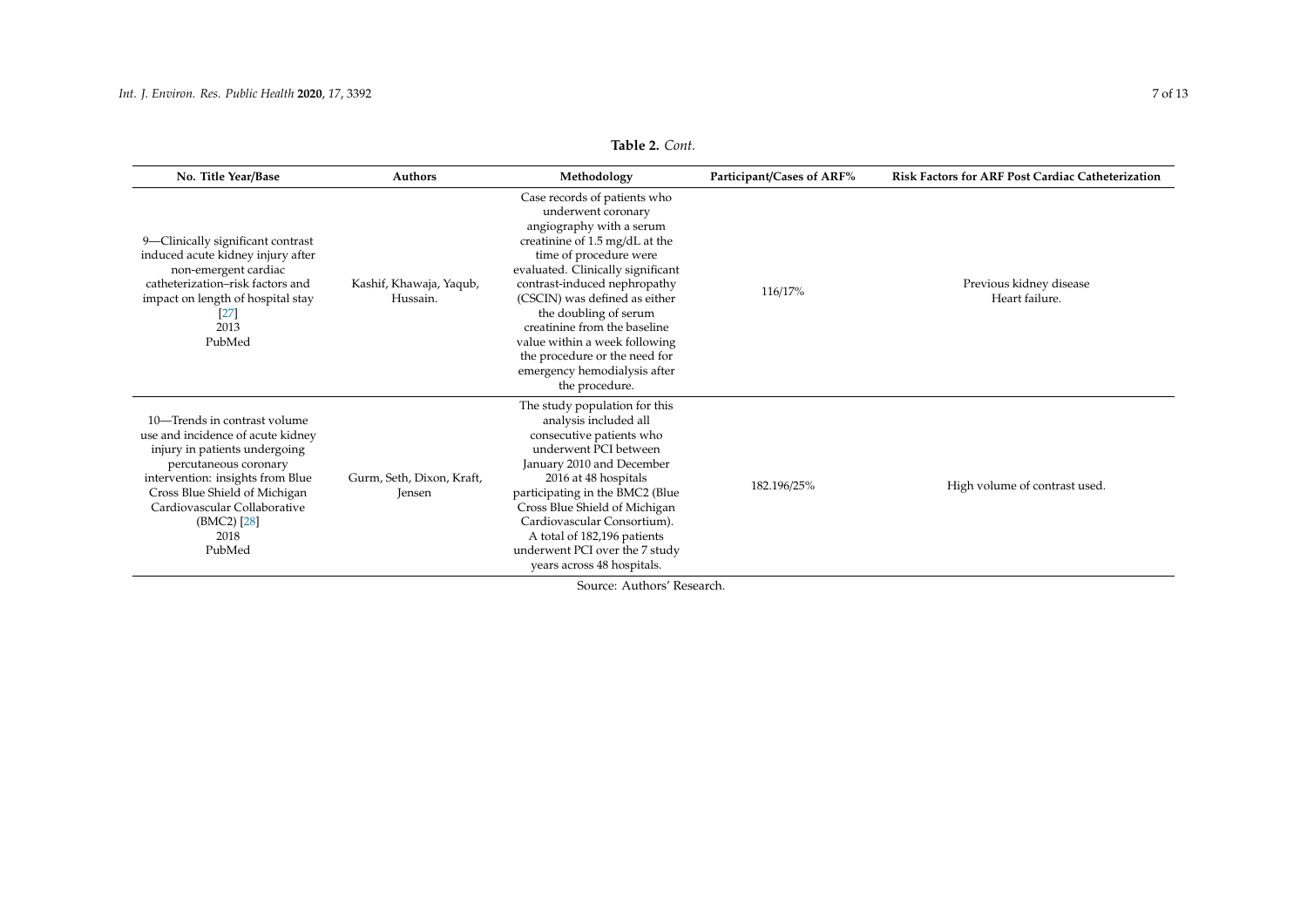**Table 2.** *Cont.*

| No. Title Year/Base | Authors | Methodology | Participant/Cases of ARF% | Risk Factors for ARF Post Cardiac Catheterization |
|---|---|---|---|---|
| 9—Clinically significant contrast induced acute kidney injury after non-emergent cardiac catheterization–risk factors and impact on length of hospital stay [27] 2013 PubMed | Kashif, Khawaja, Yaqub, Hussain. | Case records of patients who underwent coronary angiography with a serum creatinine of 1.5 mg/dL at the time of procedure were evaluated. Clinically significant contrast-induced nephropathy (CSCIN) was defined as either the doubling of serum creatinine from the baseline value within a week following the procedure or the need for emergency hemodialysis after the procedure. | 116/17% | Previous kidney disease Heart failure. |
| 10—Trends in contrast volume use and incidence of acute kidney injury in patients undergoing percutaneous coronary intervention: insights from Blue Cross Blue Shield of Michigan Cardiovascular Collaborative (BMC2) [28] 2018 PubMed | Gurm, Seth, Dixon, Kraft, Jensen | The study population for this analysis included all consecutive patients who underwent PCI between January 2010 and December 2016 at 48 hospitals participating in the BMC2 (Blue Cross Blue Shield of Michigan Cardiovascular Consortium). A total of 182,196 patients underwent PCI over the 7 study years across 48 hospitals. | 182.196/25% | High volume of contrast used. |

Source: Authors' Research.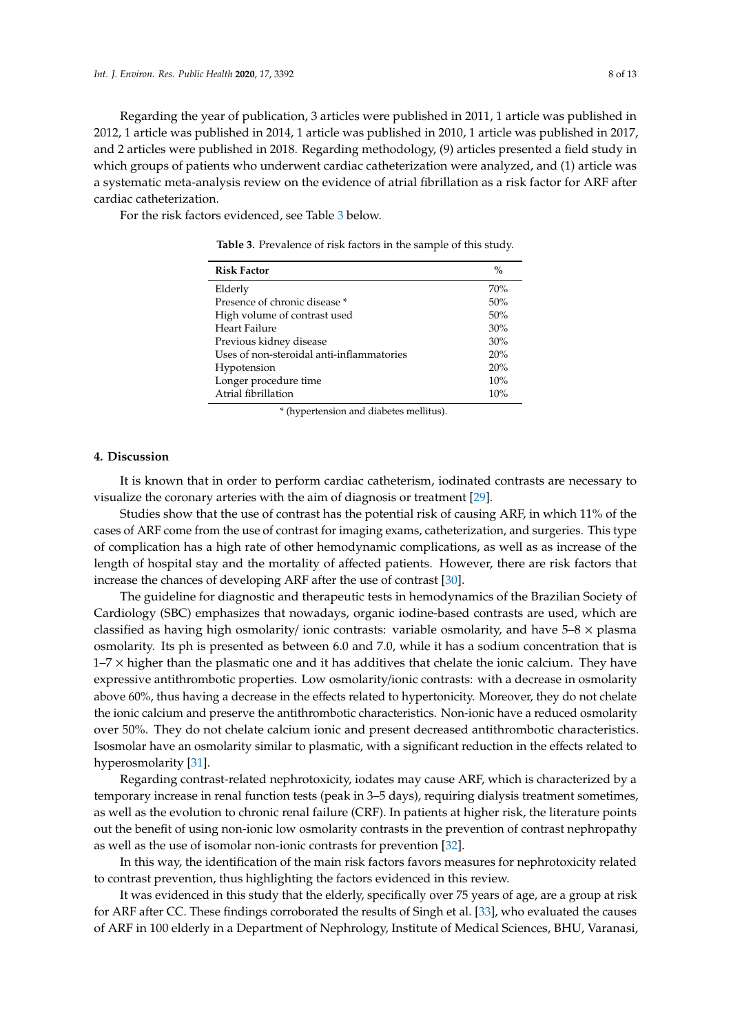Regarding the year of publication, 3 articles were published in 2011, 1 article was published in 2012, 1 article was published in 2014, 1 article was published in 2010, 1 article was published in 2017, and 2 articles were published in 2018. Regarding methodology, (9) articles presented a field study in which groups of patients who underwent cardiac catheterization were analyzed, and (1) article was a systematic meta-analysis review on the evidence of atrial fibrillation as a risk factor for ARF after cardiac catheterization.

For the risk factors evidenced, see Table 3 below.

**Table 3.** Prevalence of risk factors in the sample of this study.

| Risk Factor | % |
| --- | --- |
| Elderly | 70% |
| Presence of chronic disease * | 50% |
| High volume of contrast used | 50% |
| Heart Failure | 30% |
| Previous kidney disease | 30% |
| Uses of non-steroidal anti-inflammatories | 20% |
| Hypotension | 20% |
| Longer procedure time | 10% |
| Atrial fibrillation | 10% |

* (hypertension and diabetes mellitus).

## 4. Discussion

It is known that in order to perform cardiac catheterism, iodinated contrasts are necessary to visualize the coronary arteries with the aim of diagnosis or treatment [29].

Studies show that the use of contrast has the potential risk of causing ARF, in which 11% of the cases of ARF come from the use of contrast for imaging exams, catheterization, and surgeries. This type of complication has a high rate of other hemodynamic complications, as well as as increase of the length of hospital stay and the mortality of affected patients. However, there are risk factors that increase the chances of developing ARF after the use of contrast [30].

The guideline for diagnostic and therapeutic tests in hemodynamics of the Brazilian Society of Cardiology (SBC) emphasizes that nowadays, organic iodine-based contrasts are used, which are classified as having high osmolarity/ ionic contrasts: variable osmolarity, and have 5–8 × plasma osmolarity. Its ph is presented as between 6.0 and 7.0, while it has a sodium concentration that is 1–7 × higher than the plasmatic one and it has additives that chelate the ionic calcium. They have expressive antithrombotic properties. Low osmolarity/ionic contrasts: with a decrease in osmolarity above 60%, thus having a decrease in the effects related to hypertonicity. Moreover, they do not chelate the ionic calcium and preserve the antithrombotic characteristics. Non-ionic have a reduced osmolarity over 50%. They do not chelate calcium ionic and present decreased antithrombotic characteristics. Isosmolar have an osmolarity similar to plasmatic, with a significant reduction in the effects related to hyperosmolarity [31].

Regarding contrast-related nephrotoxicity, iodates may cause ARF, which is characterized by a temporary increase in renal function tests (peak in 3–5 days), requiring dialysis treatment sometimes, as well as the evolution to chronic renal failure (CRF). In patients at higher risk, the literature points out the benefit of using non-ionic low osmolarity contrasts in the prevention of contrast nephropathy as well as the use of isomolar non-ionic contrasts for prevention [32].

In this way, the identification of the main risk factors favors measures for nephrotoxicity related to contrast prevention, thus highlighting the factors evidenced in this review.

It was evidenced in this study that the elderly, specifically over 75 years of age, are a group at risk for ARF after CC. These findings corroborated the results of Singh et al. [33], who evaluated the causes of ARF in 100 elderly in a Department of Nephrology, Institute of Medical Sciences, BHU, Varanasi,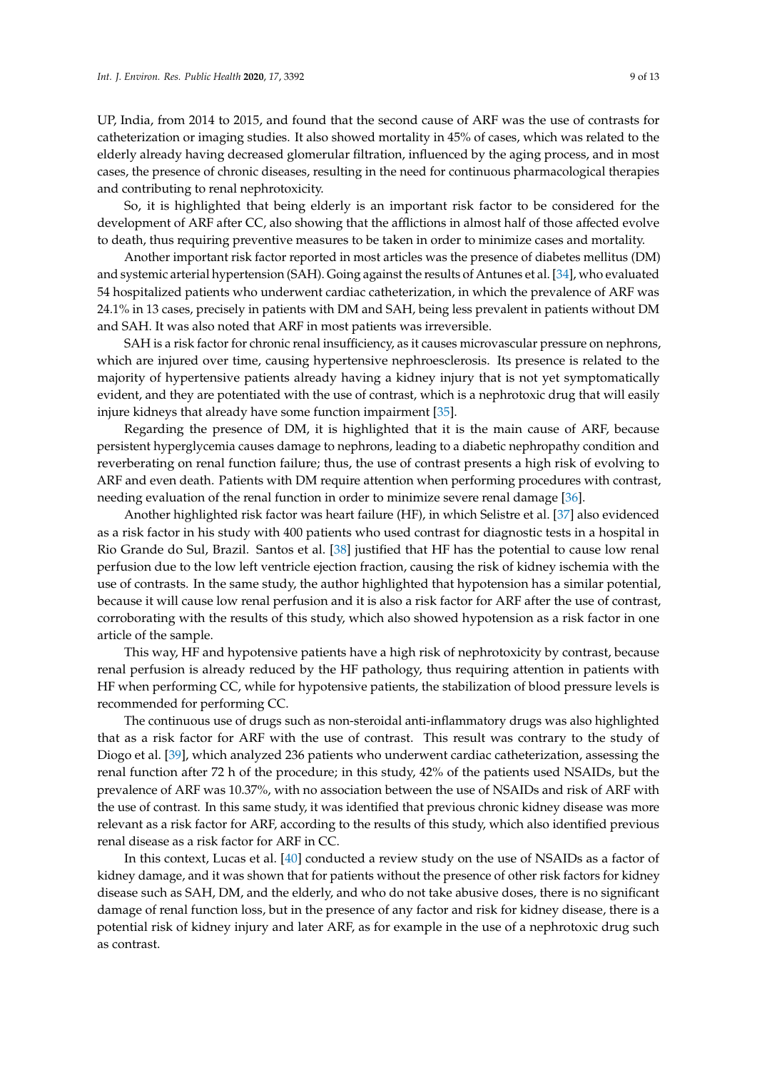UP, India, from 2014 to 2015, and found that the second cause of ARF was the use of contrasts for catheterization or imaging studies. It also showed mortality in 45% of cases, which was related to the elderly already having decreased glomerular filtration, influenced by the aging process, and in most cases, the presence of chronic diseases, resulting in the need for continuous pharmacological therapies and contributing to renal nephrotoxicity.

So, it is highlighted that being elderly is an important risk factor to be considered for the development of ARF after CC, also showing that the afflictions in almost half of those affected evolve to death, thus requiring preventive measures to be taken in order to minimize cases and mortality.

Another important risk factor reported in most articles was the presence of diabetes mellitus (DM) and systemic arterial hypertension (SAH). Going against the results of Antunes et al. [34], who evaluated 54 hospitalized patients who underwent cardiac catheterization, in which the prevalence of ARF was 24.1% in 13 cases, precisely in patients with DM and SAH, being less prevalent in patients without DM and SAH. It was also noted that ARF in most patients was irreversible.

SAH is a risk factor for chronic renal insufficiency, as it causes microvascular pressure on nephrons, which are injured over time, causing hypertensive nephroesclerosis. Its presence is related to the majority of hypertensive patients already having a kidney injury that is not yet symptomatically evident, and they are potentiated with the use of contrast, which is a nephrotoxic drug that will easily injure kidneys that already have some function impairment [35].

Regarding the presence of DM, it is highlighted that it is the main cause of ARF, because persistent hyperglycemia causes damage to nephrons, leading to a diabetic nephropathy condition and reverberating on renal function failure; thus, the use of contrast presents a high risk of evolving to ARF and even death. Patients with DM require attention when performing procedures with contrast, needing evaluation of the renal function in order to minimize severe renal damage [36].

Another highlighted risk factor was heart failure (HF), in which Selistre et al. [37] also evidenced as a risk factor in his study with 400 patients who used contrast for diagnostic tests in a hospital in Rio Grande do Sul, Brazil. Santos et al. [38] justified that HF has the potential to cause low renal perfusion due to the low left ventricle ejection fraction, causing the risk of kidney ischemia with the use of contrasts. In the same study, the author highlighted that hypotension has a similar potential, because it will cause low renal perfusion and it is also a risk factor for ARF after the use of contrast, corroborating with the results of this study, which also showed hypotension as a risk factor in one article of the sample.

This way, HF and hypotensive patients have a high risk of nephrotoxicity by contrast, because renal perfusion is already reduced by the HF pathology, thus requiring attention in patients with HF when performing CC, while for hypotensive patients, the stabilization of blood pressure levels is recommended for performing CC.

The continuous use of drugs such as non-steroidal anti-inflammatory drugs was also highlighted that as a risk factor for ARF with the use of contrast. This result was contrary to the study of Diogo et al. [39], which analyzed 236 patients who underwent cardiac catheterization, assessing the renal function after 72 h of the procedure; in this study, 42% of the patients used NSAIDs, but the prevalence of ARF was 10.37%, with no association between the use of NSAIDs and risk of ARF with the use of contrast. In this same study, it was identified that previous chronic kidney disease was more relevant as a risk factor for ARF, according to the results of this study, which also identified previous renal disease as a risk factor for ARF in CC.

In this context, Lucas et al. [40] conducted a review study on the use of NSAIDs as a factor of kidney damage, and it was shown that for patients without the presence of other risk factors for kidney disease such as SAH, DM, and the elderly, and who do not take abusive doses, there is no significant damage of renal function loss, but in the presence of any factor and risk for kidney disease, there is a potential risk of kidney injury and later ARF, as for example in the use of a nephrotoxic drug such as contrast.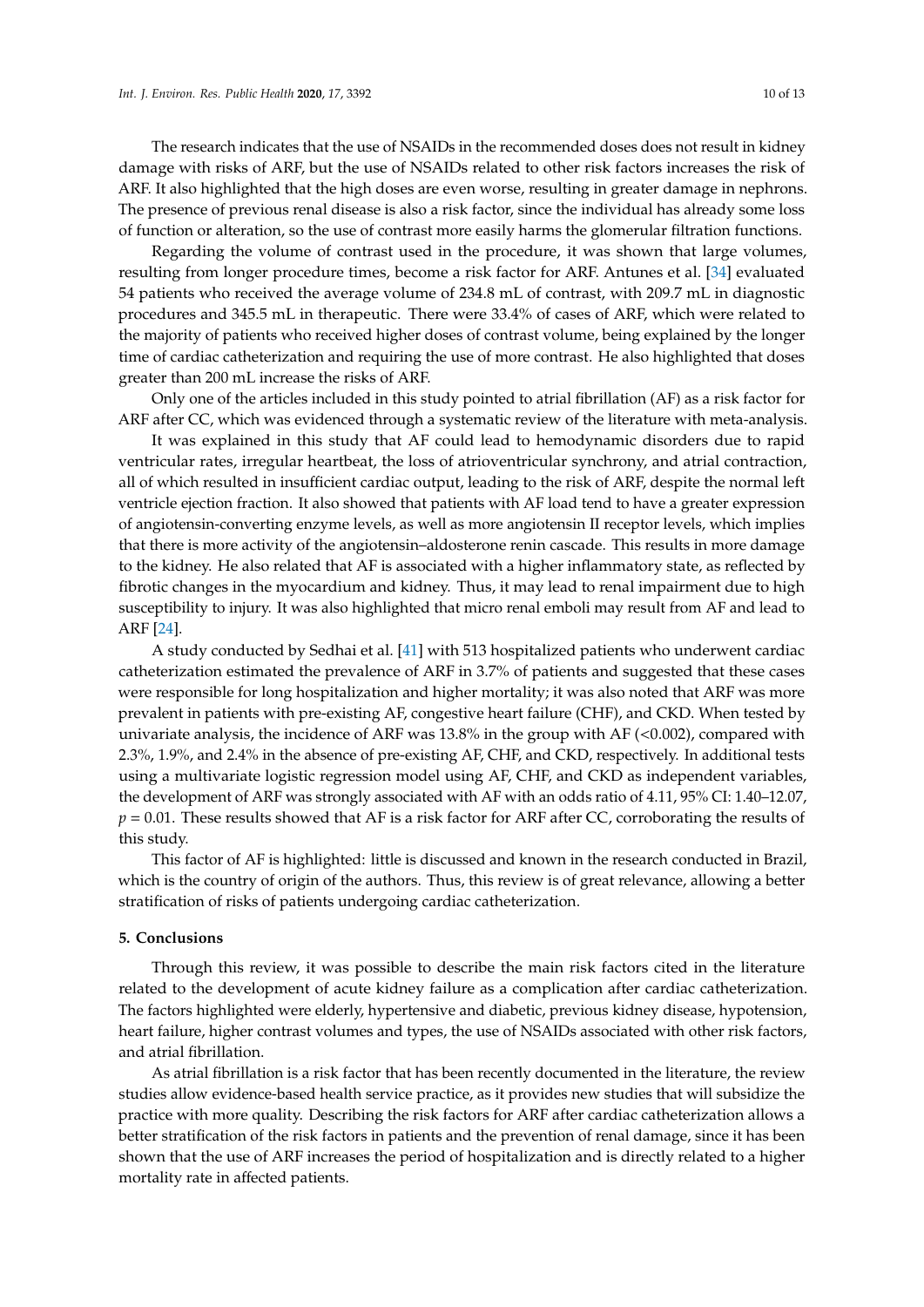The research indicates that the use of NSAIDs in the recommended doses does not result in kidney damage with risks of ARF, but the use of NSAIDs related to other risk factors increases the risk of ARF. It also highlighted that the high doses are even worse, resulting in greater damage in nephrons. The presence of previous renal disease is also a risk factor, since the individual has already some loss of function or alteration, so the use of contrast more easily harms the glomerular filtration functions.

Regarding the volume of contrast used in the procedure, it was shown that large volumes, resulting from longer procedure times, become a risk factor for ARF. Antunes et al. [34] evaluated 54 patients who received the average volume of 234.8 mL of contrast, with 209.7 mL in diagnostic procedures and 345.5 mL in therapeutic. There were 33.4% of cases of ARF, which were related to the majority of patients who received higher doses of contrast volume, being explained by the longer time of cardiac catheterization and requiring the use of more contrast. He also highlighted that doses greater than 200 mL increase the risks of ARF.

Only one of the articles included in this study pointed to atrial fibrillation (AF) as a risk factor for ARF after CC, which was evidenced through a systematic review of the literature with meta-analysis.

It was explained in this study that AF could lead to hemodynamic disorders due to rapid ventricular rates, irregular heartbeat, the loss of atrioventricular synchrony, and atrial contraction, all of which resulted in insufficient cardiac output, leading to the risk of ARF, despite the normal left ventricle ejection fraction. It also showed that patients with AF load tend to have a greater expression of angiotensin-converting enzyme levels, as well as more angiotensin II receptor levels, which implies that there is more activity of the angiotensin–aldosterone renin cascade. This results in more damage to the kidney. He also related that AF is associated with a higher inflammatory state, as reflected by fibrotic changes in the myocardium and kidney. Thus, it may lead to renal impairment due to high susceptibility to injury. It was also highlighted that micro renal emboli may result from AF and lead to ARF [24].

A study conducted by Sedhai et al. [41] with 513 hospitalized patients who underwent cardiac catheterization estimated the prevalence of ARF in 3.7% of patients and suggested that these cases were responsible for long hospitalization and higher mortality; it was also noted that ARF was more prevalent in patients with pre-existing AF, congestive heart failure (CHF), and CKD. When tested by univariate analysis, the incidence of ARF was 13.8% in the group with AF (<0.002), compared with 2.3%, 1.9%, and 2.4% in the absence of pre-existing AF, CHF, and CKD, respectively. In additional tests using a multivariate logistic regression model using AF, CHF, and CKD as independent variables, the development of ARF was strongly associated with AF with an odds ratio of 4.11, 95% CI: 1.40–12.07, $p = 0.01$. These results showed that AF is a risk factor for ARF after CC, corroborating the results of this study.

This factor of AF is highlighted: little is discussed and known in the research conducted in Brazil, which is the country of origin of the authors. Thus, this review is of great relevance, allowing a better stratification of risks of patients undergoing cardiac catheterization.

## 5. Conclusions

Through this review, it was possible to describe the main risk factors cited in the literature related to the development of acute kidney failure as a complication after cardiac catheterization. The factors highlighted were elderly, hypertensive and diabetic, previous kidney disease, hypotension, heart failure, higher contrast volumes and types, the use of NSAIDs associated with other risk factors, and atrial fibrillation.

As atrial fibrillation is a risk factor that has been recently documented in the literature, the review studies allow evidence-based health service practice, as it provides new studies that will subsidize the practice with more quality. Describing the risk factors for ARF after cardiac catheterization allows a better stratification of the risk factors in patients and the prevention of renal damage, since it has been shown that the use of ARF increases the period of hospitalization and is directly related to a higher mortality rate in affected patients.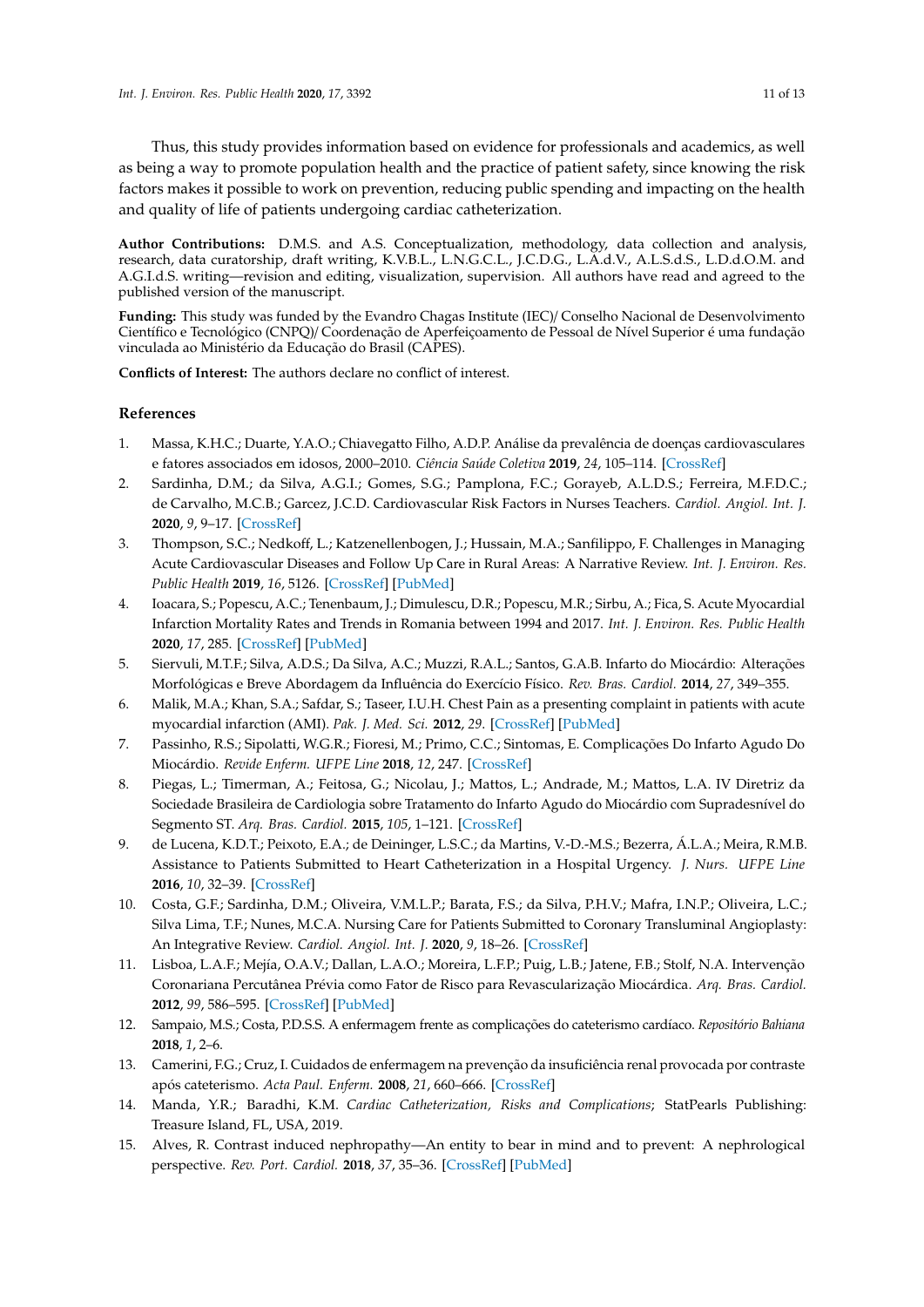Thus, this study provides information based on evidence for professionals and academics, as well as being a way to promote population health and the practice of patient safety, since knowing the risk factors makes it possible to work on prevention, reducing public spending and impacting on the health and quality of life of patients undergoing cardiac catheterization.

**Author Contributions:** D.M.S. and A.S. Conceptualization, methodology, data collection and analysis, research, data curatorship, draft writing, K.V.B.L., L.N.G.C.L., J.C.D.G., L.A.d.V., A.L.S.d.S., L.D.d.O.M. and A.G.I.d.S. writing—revision and editing, visualization, supervision. All authors have read and agreed to the published version of the manuscript.

**Funding:** This study was funded by the Evandro Chagas Institute (IEC)/ Conselho Nacional de Desenvolvimento Científico e Tecnológico (CNPQ)/ Coordenação de Aperfeiçoamento de Pessoal de Nível Superior é uma fundação vinculada ao Ministério da Educação do Brasil (CAPES).

**Conflicts of Interest:** The authors declare no conflict of interest.

## References

1. Massa, K.H.C.; Duarte, Y.A.O.; Chiavegatto Filho, A.D.P. Análise da prevalência de doenças cardiovasculares e fatores associados em idosos, 2000–2010. *Ciência Saúde Coletiva* **2019**, *24*, 105–114. [CrossRef]
2. Sardinha, D.M.; da Silva, A.G.I.; Gomes, S.G.; Pamplona, F.C.; Gorayeb, A.L.D.S.; Ferreira, M.F.D.C.; de Carvalho, M.C.B.; Garcez, J.C.D. Cardiovascular Risk Factors in Nurses Teachers. *Cardiol. Angiol. Int. J.* **2020**, *9*, 9–17. [CrossRef]
3. Thompson, S.C.; Nedkoff, L.; Katzenellenbogen, J.; Hussain, M.A.; Sanfilippo, F. Challenges in Managing Acute Cardiovascular Diseases and Follow Up Care in Rural Areas: A Narrative Review. *Int. J. Environ. Res. Public Health* **2019**, *16*, 5126. [CrossRef] [PubMed]
4. Ioacara, S.; Popescu, A.C.; Tenenbaum, J.; Dimulescu, D.R.; Popescu, M.R.; Sirbu, A.; Fica, S. Acute Myocardial Infarction Mortality Rates and Trends in Romania between 1994 and 2017. *Int. J. Environ. Res. Public Health* **2020**, *17*, 285. [CrossRef] [PubMed]
5. Siervuli, M.T.F.; Silva, A.D.S.; Da Silva, A.C.; Muzzi, R.A.L.; Santos, G.A.B. Infarto do Miocárdio: Alterações Morfológicas e Breve Abordagem da Influência do Exercício Físico. *Rev. Bras. Cardiol.* **2014**, *27*, 349–355.
6. Malik, M.A.; Khan, S.A.; Safdar, S.; Taseer, I.U.H. Chest Pain as a presenting complaint in patients with acute myocardial infarction (AMI). *Pak. J. Med. Sci.* **2012**, *29*. [CrossRef] [PubMed]
7. Passinho, R.S.; Sipolatti, W.G.R.; Fioresi, M.; Primo, C.C.; Sintomas, E. Complicações Do Infarto Agudo Do Miocárdio. *Revide Enferm. UFPE Line* **2018**, *12*, 247. [CrossRef]
8. Piegas, L.; Timerman, A.; Feitosa, G.; Nicolau, J.; Mattos, L.; Andrade, M.; Mattos, L.A. IV Diretriz da Sociedade Brasileira de Cardiologia sobre Tratamento do Infarto Agudo do Miocárdio com Supradesnível do Segmento ST. *Arq. Bras. Cardiol.* **2015**, *105*, 1–121. [CrossRef]
9. de Lucena, K.D.T.; Peixoto, E.A.; de Deininger, L.S.C.; da Martins, V.-D.-M.S.; Bezerra, Á.L.A.; Meira, R.M.B. Assistance to Patients Submitted to Heart Catheterization in a Hospital Urgency. *J. Nurs. UFPE Line* **2016**, *10*, 32–39. [CrossRef]
10. Costa, G.F.; Sardinha, D.M.; Oliveira, V.M.L.P.; Barata, F.S.; da Silva, P.H.V.; Mafra, I.N.P.; Oliveira, L.C.; Silva Lima, T.F.; Nunes, M.C.A. Nursing Care for Patients Submitted to Coronary Transluminal Angioplasty: An Integrative Review. *Cardiol. Angiol. Int. J.* **2020**, *9*, 18–26. [CrossRef]
11. Lisboa, L.A.F.; Mejía, O.A.V.; Dallan, L.A.O.; Moreira, L.F.P.; Puig, L.B.; Jatene, F.B.; Stolf, N.A. Intervenção Coronariana Percutânea Prévia como Fator de Risco para Revascularização Miocárdica. *Arq. Bras. Cardiol.* **2012**, *99*, 586–595. [CrossRef] [PubMed]
12. Sampaio, M.S.; Costa, P.D.S.S. A enfermagem frente as complicações do cateterismo cardíaco. *Repositório Bahiana* **2018**, *1*, 2–6.
13. Camerini, F.G.; Cruz, I. Cuidados de enfermagem na prevenção da insuficiência renal provocada por contraste após cateterismo. *Acta Paul. Enferm.* **2008**, *21*, 660–666. [CrossRef]
14. Manda, Y.R.; Baradhi, K.M. *Cardiac Catheterization, Risks and Complications*; StatPearls Publishing: Treasure Island, FL, USA, 2019.
15. Alves, R. Contrast induced nephropathy—An entity to bear in mind and to prevent: A nephrological perspective. *Rev. Port. Cardiol.* **2018**, *37*, 35–36. [CrossRef] [PubMed]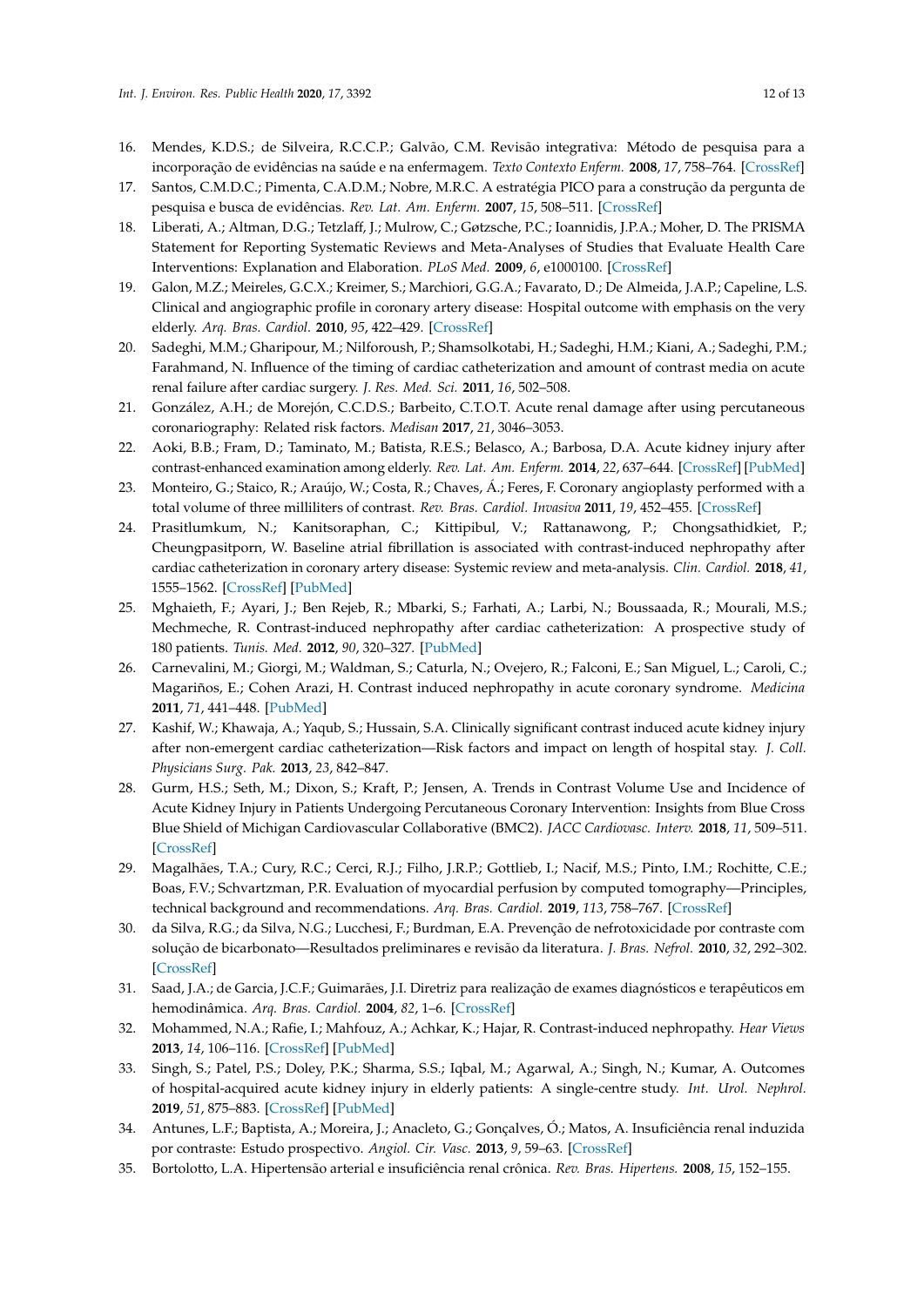16. Mendes, K.D.S.; de Silveira, R.C.C.P.; Galvão, C.M. Revisão integrativa: Método de pesquisa para a incorporação de evidências na saúde e na enfermagem. *Texto Contexto Enferm.* **2008**, *17*, 758–764. [CrossRef]
17. Santos, C.M.D.C.; Pimenta, C.A.D.M.; Nobre, M.R.C. A estratégia PICO para a construção da pergunta de pesquisa e busca de evidências. *Rev. Lat. Am. Enferm.* **2007**, *15*, 508–511. [CrossRef]
18. Liberati, A.; Altman, D.G.; Tetzlaff, J.; Mulrow, C.; Gøtzsche, P.C.; Ioannidis, J.P.A.; Moher, D. The PRISMA Statement for Reporting Systematic Reviews and Meta-Analyses of Studies that Evaluate Health Care Interventions: Explanation and Elaboration. *PLoS Med.* **2009**, *6*, e1000100. [CrossRef]
19. Galon, M.Z.; Meireles, G.C.X.; Kreimer, S.; Marchiori, G.G.A.; Favarato, D.; De Almeida, J.A.P.; Capeline, L.S. Clinical and angiographic profile in coronary artery disease: Hospital outcome with emphasis on the very elderly. *Arq. Bras. Cardiol.* **2010**, *95*, 422–429. [CrossRef]
20. Sadeghi, M.M.; Gharipour, M.; Nilforoush, P.; Shamsolkotabi, H.; Sadeghi, H.M.; Kiani, A.; Sadeghi, P.M.; Farahmand, N. Influence of the timing of cardiac catheterization and amount of contrast media on acute renal failure after cardiac surgery. *J. Res. Med. Sci.* **2011**, *16*, 502–508.
21. González, A.H.; de Morejón, C.C.D.S.; Barbeito, C.T.O.T. Acute renal damage after using percutaneous coronariography: Related risk factors. *Medisan* **2017**, *21*, 3046–3053.
22. Aoki, B.B.; Fram, D.; Taminato, M.; Batista, R.E.S.; Belasco, A.; Barbosa, D.A. Acute kidney injury after contrast-enhanced examination among elderly. *Rev. Lat. Am. Enferm.* **2014**, *22*, 637–644. [CrossRef] [PubMed]
23. Monteiro, G.; Staico, R.; Araújo, W.; Costa, R.; Chaves, Á.; Feres, F. Coronary angioplasty performed with a total volume of three milliliters of contrast. *Rev. Bras. Cardiol. Invasiva* **2011**, *19*, 452–455. [CrossRef]
24. Prasitlumkum, N.; Kanitsoraphan, C.; Kittipibul, V.; Rattanawong, P.; Chongsathidkiet, P.; Cheungpasitporn, W. Baseline atrial fibrillation is associated with contrast-induced nephropathy after cardiac catheterization in coronary artery disease: Systemic review and meta-analysis. *Clin. Cardiol.* **2018**, *41*, 1555–1562. [CrossRef] [PubMed]
25. Mghaieth, F.; Ayari, J.; Ben Rejeb, R.; Mbarki, S.; Farhati, A.; Larbi, N.; Boussaada, R.; Mourali, M.S.; Mechmeche, R. Contrast-induced nephropathy after cardiac catheterization: A prospective study of 180 patients. *Tunis. Med.* **2012**, *90*, 320–327. [PubMed]
26. Carnevalini, M.; Giorgi, M.; Waldman, S.; Caturla, N.; Ovejero, R.; Falconi, E.; San Miguel, L.; Caroli, C.; Magariños, E.; Cohen Arazi, H. Contrast induced nephropathy in acute coronary syndrome. *Medicina* **2011**, *71*, 441–448. [PubMed]
27. Kashif, W.; Khawaja, A.; Yaqub, S.; Hussain, S.A. Clinically significant contrast induced acute kidney injury after non-emergent cardiac catheterization—Risk factors and impact on length of hospital stay. *J. Coll. Physicians Surg. Pak.* **2013**, *23*, 842–847.
28. Gurm, H.S.; Seth, M.; Dixon, S.; Kraft, P.; Jensen, A. Trends in Contrast Volume Use and Incidence of Acute Kidney Injury in Patients Undergoing Percutaneous Coronary Intervention: Insights from Blue Cross Blue Shield of Michigan Cardiovascular Collaborative (BMC2). *JACC Cardiovasc. Interv.* **2018**, *11*, 509–511. [CrossRef]
29. Magalhães, T.A.; Cury, R.C.; Cerci, R.J.; Filho, J.R.P.; Gottlieb, I.; Nacif, M.S.; Pinto, I.M.; Rochitte, C.E.; Boas, F.V.; Schvartzman, P.R. Evaluation of myocardial perfusion by computed tomography—Principles, technical background and recommendations. *Arq. Bras. Cardiol.* **2019**, *113*, 758–767. [CrossRef]
30. da Silva, R.G.; da Silva, N.G.; Lucchesi, F.; Burdman, E.A. Prevenção de nefrotoxicidade por contraste com solução de bicarbonato—Resultados preliminares e revisão da literatura. *J. Bras. Nefrol.* **2010**, *32*, 292–302. [CrossRef]
31. Saad, J.A.; de Garcia, J.C.F.; Guimarães, J.I. Diretriz para realização de exames diagnósticos e terapêuticos em hemodinâmica. *Arq. Bras. Cardiol.* **2004**, *82*, 1–6. [CrossRef]
32. Mohammed, N.A.; Rafie, I.; Mahfouz, A.; Achkar, K.; Hajar, R. Contrast-induced nephropathy. *Hear Views* **2013**, *14*, 106–116. [CrossRef] [PubMed]
33. Singh, S.; Patel, P.S.; Doley, P.K.; Sharma, S.S.; Iqbal, M.; Agarwal, A.; Singh, N.; Kumar, A. Outcomes of hospital-acquired acute kidney injury in elderly patients: A single-centre study. *Int. Urol. Nephrol.* **2019**, *51*, 875–883. [CrossRef] [PubMed]
34. Antunes, L.F.; Baptista, A.; Moreira, J.; Anacleto, G.; Gonçalves, Ó.; Matos, A. Insuficiência renal induzida por contraste: Estudo prospectivo. *Angiol. Cir. Vasc.* **2013**, *9*, 59–63. [CrossRef]
35. Bortolotto, L.A. Hipertensão arterial e insuficiência renal crônica. *Rev. Bras. Hipertens.* **2008**, *15*, 152–155.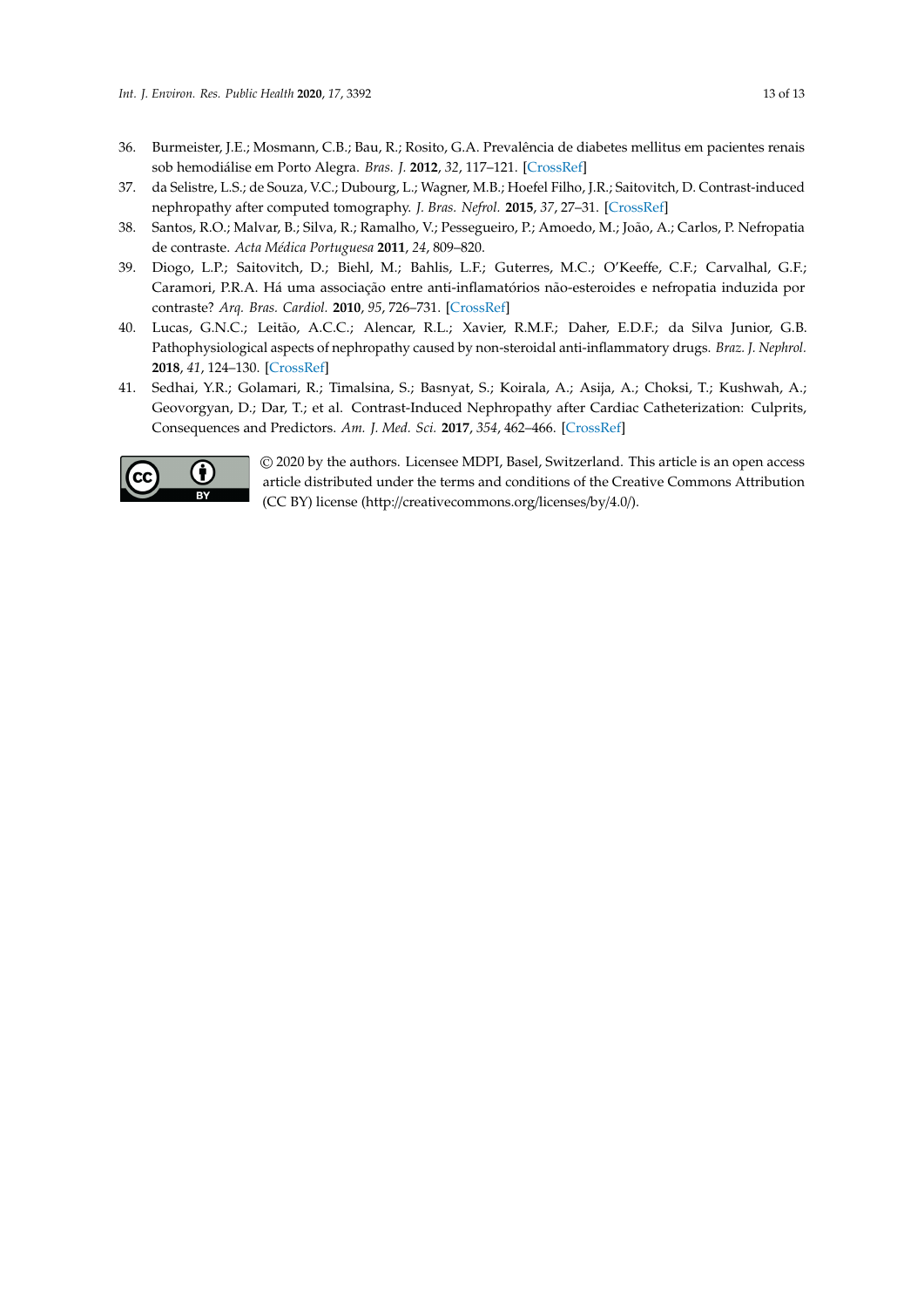36. Burmeister, J.E.; Mosmann, C.B.; Bau, R.; Rosito, G.A. Prevalência de diabetes mellitus em pacientes renais sob hemodiálise em Porto Alegra. *Bras. J.* **2012**, *32*, 117–121. [CrossRef]
37. da Selistre, L.S.; de Souza, V.C.; Dubourg, L.; Wagner, M.B.; Hoefel Filho, J.R.; Saitovitch, D. Contrast-induced nephropathy after computed tomography. *J. Bras. Nefrol.* **2015**, *37*, 27–31. [CrossRef]
38. Santos, R.O.; Malvar, B.; Silva, R.; Ramalho, V.; Pessegueiro, P.; Amoedo, M.; João, A.; Carlos, P. Nefropatia de contraste. *Acta Médica Portuguesa* **2011**, *24*, 809–820.
39. Diogo, L.P.; Saitovitch, D.; Biehl, M.; Bahlis, L.F.; Guterres, M.C.; O'Keeffe, C.F.; Carvalhal, G.F.; Caramori, P.R.A. Há uma associação entre anti-inflamatórios não-esteroides e nefropatia induzida por contraste? *Arq. Bras. Cardiol.* **2010**, *95*, 726–731. [CrossRef]
40. Lucas, G.N.C.; Leitão, A.C.C.; Alencar, R.L.; Xavier, R.M.F.; Daher, E.D.F.; da Silva Junior, G.B. Pathophysiological aspects of nephropathy caused by non-steroidal anti-inflammatory drugs. *Braz. J. Nephrol.* **2018**, *41*, 124–130. [CrossRef]
41. Sedhai, Y.R.; Golamari, R.; Timalsina, S.; Basnyat, S.; Koirala, A.; Asija, A.; Choksi, T.; Kushwah, A.; Geovorgyan, D.; Dar, T.; et al. Contrast-Induced Nephropathy after Cardiac Catheterization: Culprits, Consequences and Predictors. *Am. J. Med. Sci.* **2017**, *354*, 462–466. [CrossRef]

© 2020 by the authors. Licensee MDPI, Basel, Switzerland. This article is an open access article distributed under the terms and conditions of the Creative Commons Attribution (CC BY) license (http://creativecommons.org/licenses/by/4.0/).